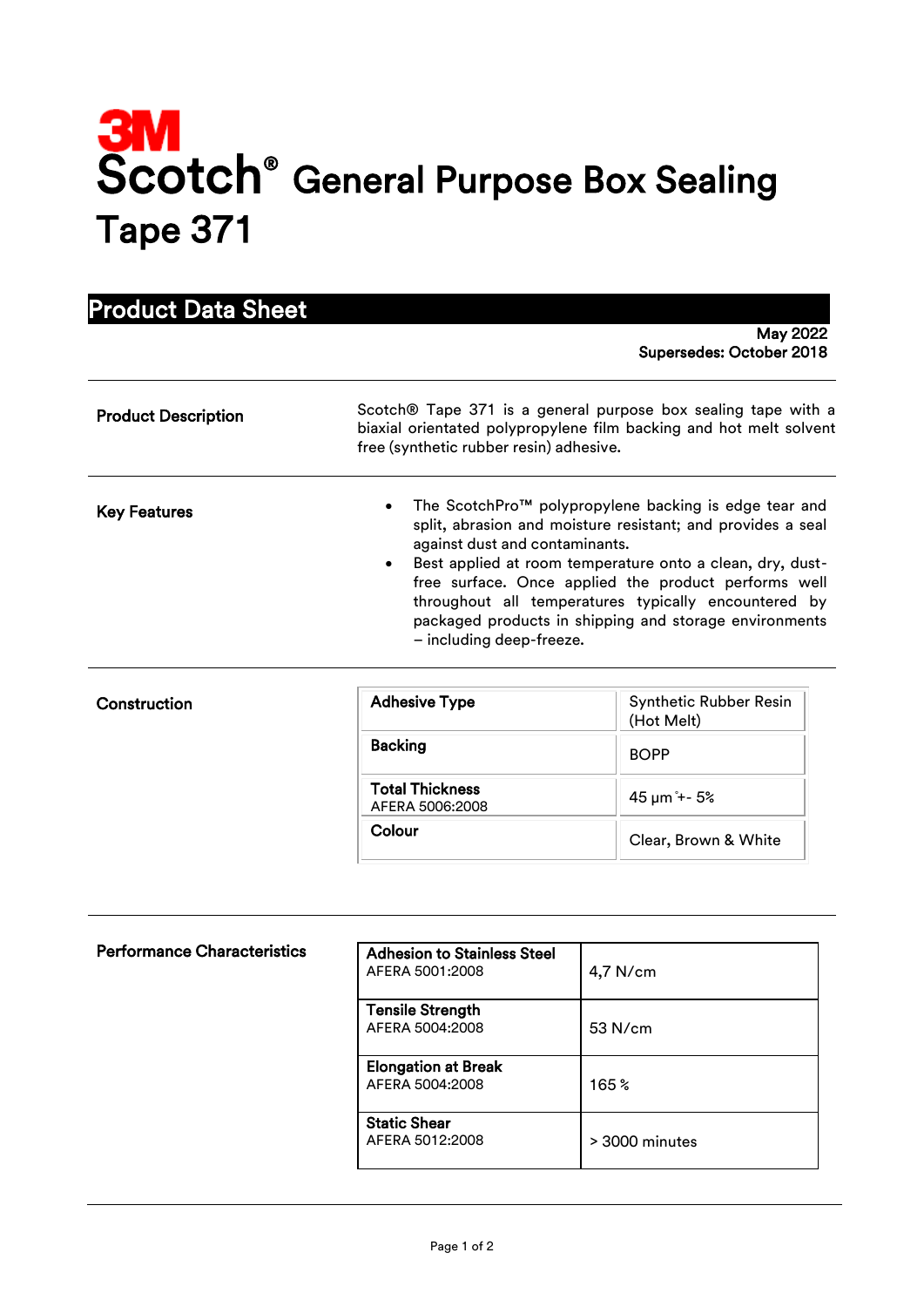# 3M Scotch® General Purpose Box Sealing Tape 371

## Product Data Sheet

**May 2022**
**Supersedes: October 2018**

---

**Product Description**

Scotch® Tape 371 is a general purpose box sealing tape with a biaxial orientated polypropylene film backing and hot melt solvent free (synthetic rubber resin) adhesive.

---

**Key Features**

- The ScotchPro™ polypropylene backing is edge tear and split, abrasion and moisture resistant; and provides a seal against dust and contaminants.
- Best applied at room temperature onto a clean, dry, dust-free surface. Once applied the product performs well throughout all temperatures typically encountered by packaged products in shipping and storage environments – including deep-freeze.

---

**Construction**

| Property | Value |
|---|---|
| **Adhesive Type** | Synthetic Rubber Resin (Hot Melt) |
| **Backing** | BOPP |
| **Total Thickness** AFERA 5006:2008 | 45 µm +- 5% |
| **Colour** | Clear, Brown & White |

---

**Performance Characteristics**

| Property | Value |
|---|---|
| **Adhesion to Stainless Steel** AFERA 5001:2008 | 4,7 N/cm |
| **Tensile Strength** AFERA 5004:2008 | 53 N/cm |
| **Elongation at Break** AFERA 5004:2008 | 165 % |
| **Static Shear** AFERA 5012:2008 | > 3000 minutes |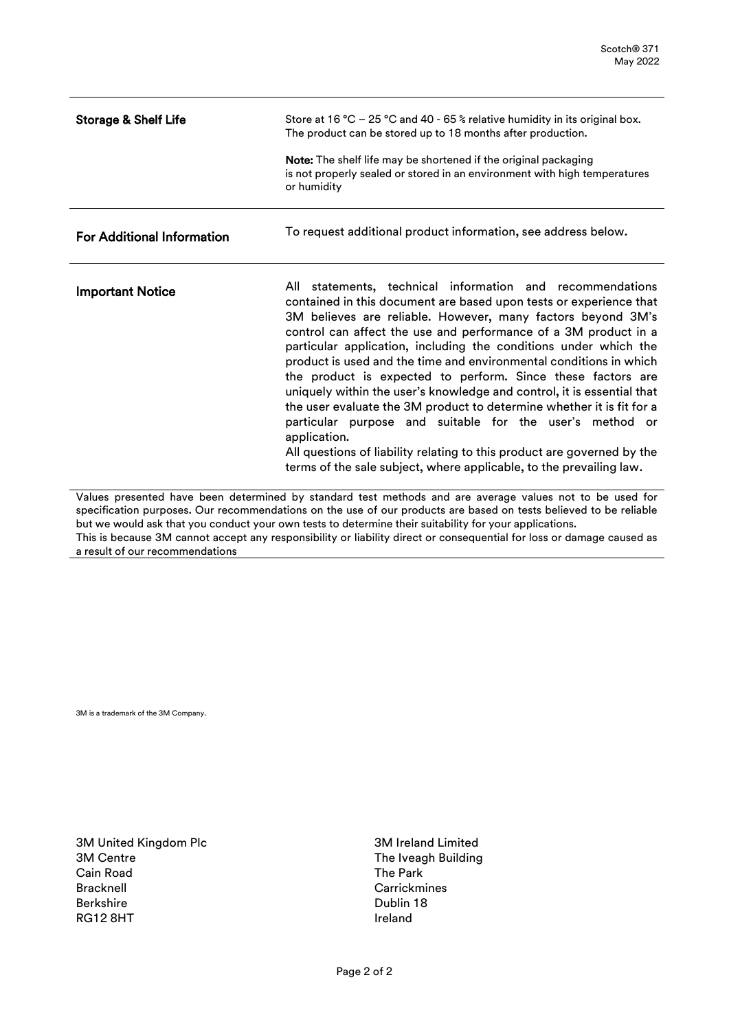| | |
|---|---|
| **Storage & Shelf Life** | Store at 16 °C – 25 °C and 40 - 65 % relative humidity in its original box. The product can be stored up to 18 months after production.<br><br>**Note:** The shelf life may be shortened if the original packaging is not properly sealed or stored in an environment with high temperatures or humidity |
| **For Additional Information** | To request additional product information, see address below. |
| **Important Notice** | All statements, technical information and recommendations contained in this document are based upon tests or experience that 3M believes are reliable. However, many factors beyond 3M's control can affect the use and performance of a 3M product in a particular application, including the conditions under which the product is used and the time and environmental conditions in which the product is expected to perform. Since these factors are uniquely within the user's knowledge and control, it is essential that the user evaluate the 3M product to determine whether it is fit for a particular purpose and suitable for the user's method or application.<br>All questions of liability relating to this product are governed by the terms of the sale subject, where applicable, to the prevailing law. |

Values presented have been determined by standard test methods and are average values not to be used for specification purposes. Our recommendations on the use of our products are based on tests believed to be reliable but we would ask that you conduct your own tests to determine their suitability for your applications.
This is because 3M cannot accept any responsibility or liability direct or consequential for loss or damage caused as a result of our recommendations

3M is a trademark of the 3M Company.

3M United Kingdom Plc
3M Centre
Cain Road
Bracknell
Berkshire
RG12 8HT

3M Ireland Limited
The Iveagh Building
The Park
Carrickmines
Dublin 18
Ireland